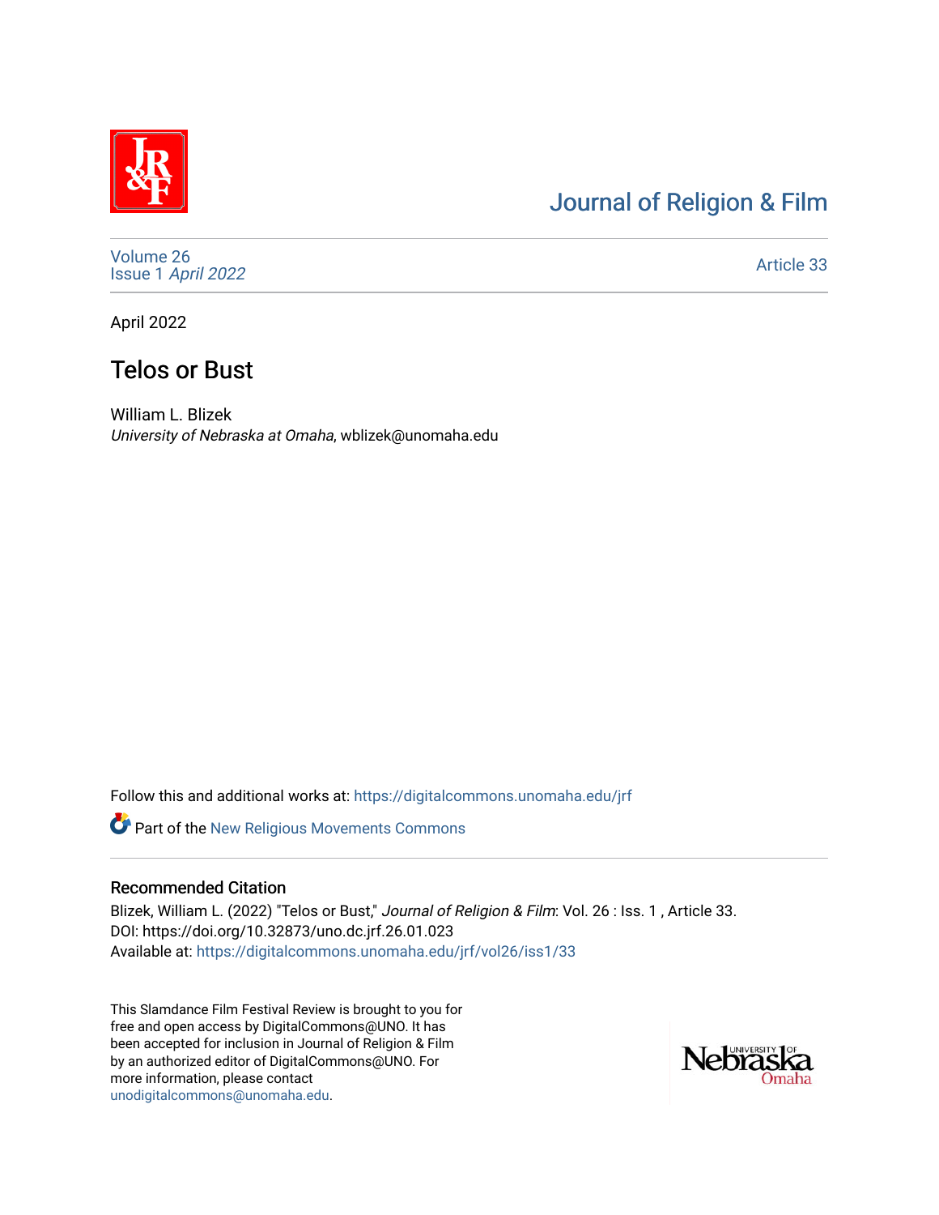# Journal of Religion & Film

Volume 26
Issue 1 *April 2022*

Article 33

April 2022

## Telos or Bust

William L. Blizek
*University of Nebraska at Omaha*, wblizek@unomaha.edu

Follow this and additional works at: https://digitalcommons.unomaha.edu/jrf

Part of the New Religious Movements Commons

### Recommended Citation

Blizek, William L. (2022) "Telos or Bust," *Journal of Religion & Film*: Vol. 26 : Iss. 1 , Article 33.
DOI: https://doi.org/10.32873/uno.dc.jrf.26.01.023
Available at: https://digitalcommons.unomaha.edu/jrf/vol26/iss1/33

This Slamdance Film Festival Review is brought to you for free and open access by DigitalCommons@UNO. It has been accepted for inclusion in Journal of Religion & Film by an authorized editor of DigitalCommons@UNO. For more information, please contact unodigitalcommons@unomaha.edu.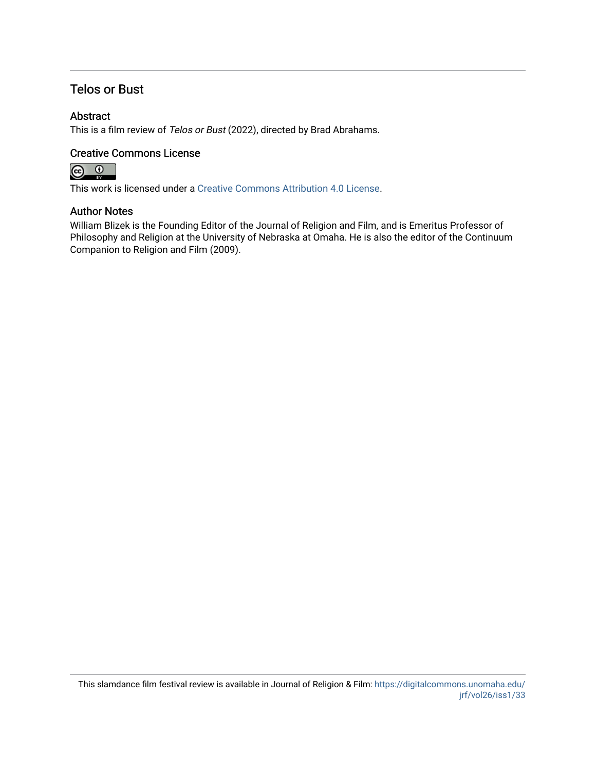# Telos or Bust

## Abstract

This is a film review of *Telos or Bust* (2022), directed by Brad Abrahams.

## Creative Commons License

This work is licensed under a Creative Commons Attribution 4.0 License.

## Author Notes

William Blizek is the Founding Editor of the Journal of Religion and Film, and is Emeritus Professor of Philosophy and Religion at the University of Nebraska at Omaha. He is also the editor of the Continuum Companion to Religion and Film (2009).

This slamdance film festival review is available in Journal of Religion & Film: https://digitalcommons.unomaha.edu/jrf/vol26/iss1/33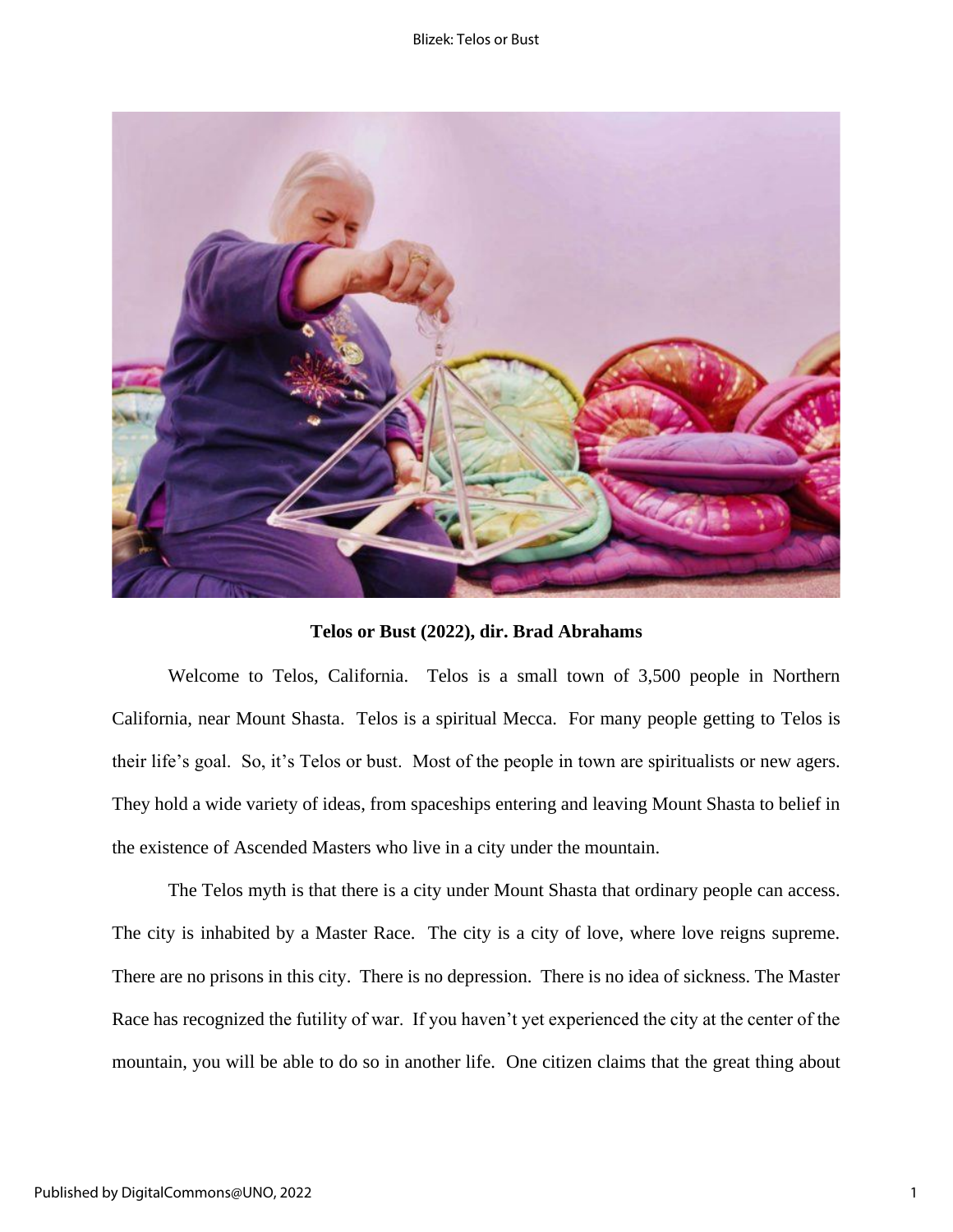**Telos or Bust (2022), dir. Brad Abrahams**

Welcome to Telos, California. Telos is a small town of 3,500 people in Northern California, near Mount Shasta. Telos is a spiritual Mecca. For many people getting to Telos is their life's goal. So, it's Telos or bust. Most of the people in town are spiritualists or new agers. They hold a wide variety of ideas, from spaceships entering and leaving Mount Shasta to belief in the existence of Ascended Masters who live in a city under the mountain.

The Telos myth is that there is a city under Mount Shasta that ordinary people can access. The city is inhabited by a Master Race. The city is a city of love, where love reigns supreme. There are no prisons in this city. There is no depression. There is no idea of sickness. The Master Race has recognized the futility of war. If you haven't yet experienced the city at the center of the mountain, you will be able to do so in another life. One citizen claims that the great thing about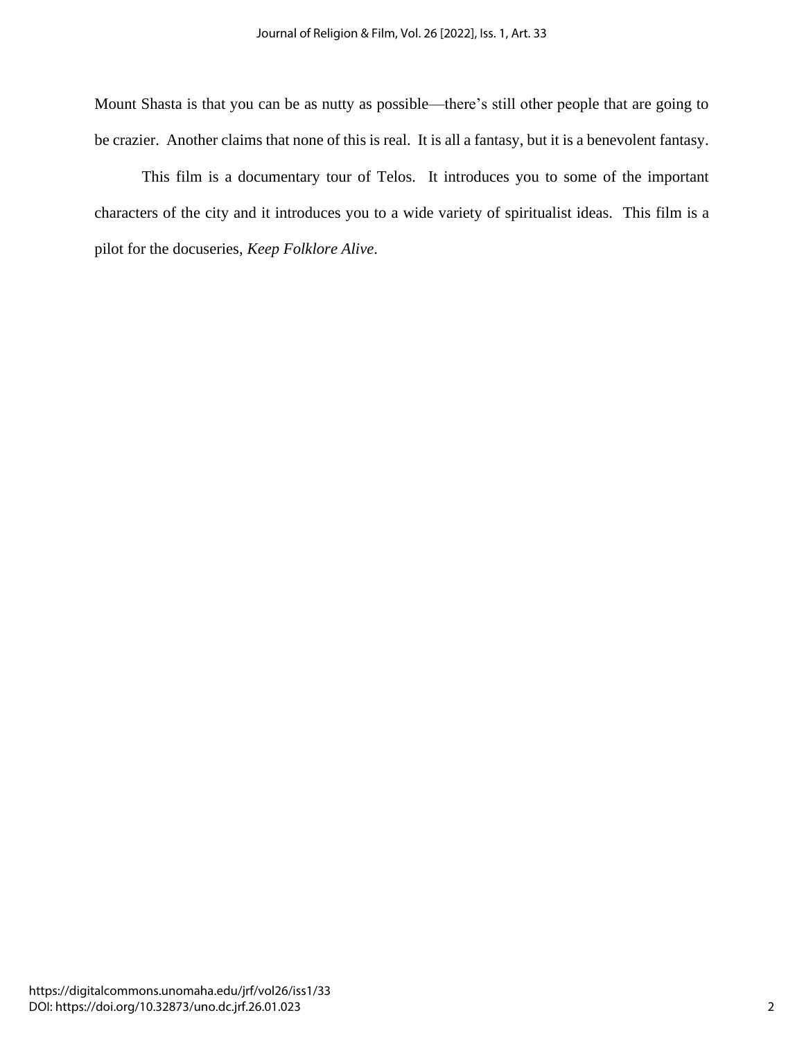Mount Shasta is that you can be as nutty as possible—there's still other people that are going to be crazier. Another claims that none of this is real. It is all a fantasy, but it is a benevolent fantasy.

This film is a documentary tour of Telos. It introduces you to some of the important characters of the city and it introduces you to a wide variety of spiritualist ideas. This film is a pilot for the docuseries, *Keep Folklore Alive*.